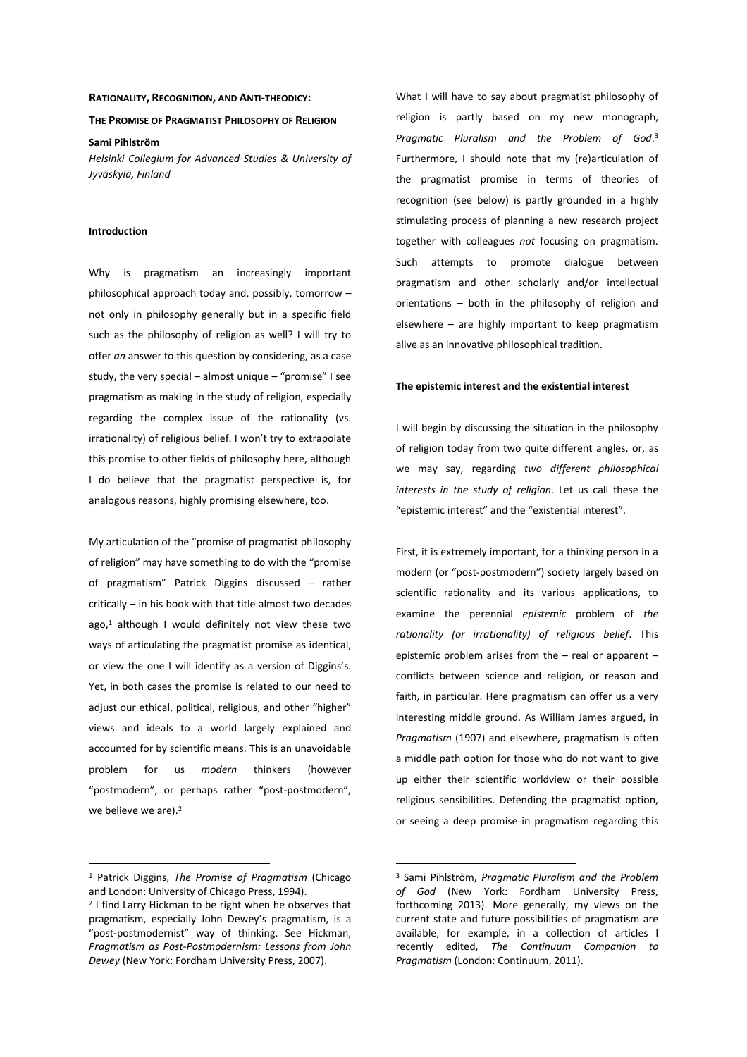# RATIONALITY, RECOGNITION, AND ANTI-THEODICY: THE PROMISE OF PRAGMATIST PHILOSOPHY OF RELIGION

**Sami Pihlström**

*Helsinki Collegium for Advanced Studies & University of Jyväskylä, Finland*

## Introduction

Why is pragmatism an increasingly important philosophical approach today and, possibly, tomorrow – not only in philosophy generally but in a specific field such as the philosophy of religion as well? I will try to offer *an* answer to this question by considering, as a case study, the very special – almost unique – "promise" I see pragmatism as making in the study of religion, especially regarding the complex issue of the rationality (vs. irrationality) of religious belief. I won't try to extrapolate this promise to other fields of philosophy here, although I do believe that the pragmatist perspective is, for analogous reasons, highly promising elsewhere, too.

My articulation of the "promise of pragmatist philosophy of religion" may have something to do with the "promise of pragmatism" Patrick Diggins discussed – rather critically – in his book with that title almost two decades ago,[1] although I would definitely not view these two ways of articulating the pragmatist promise as identical, or view the one I will identify as a version of Diggins's. Yet, in both cases the promise is related to our need to adjust our ethical, political, religious, and other "higher" views and ideals to a world largely explained and accounted for by scientific means. This is an unavoidable problem for us *modern* thinkers (however "postmodern", or perhaps rather "post-postmodern", we believe we are).[2]

What I will have to say about pragmatist philosophy of religion is partly based on my new monograph, *Pragmatic Pluralism and the Problem of God*.[3] Furthermore, I should note that my (re)articulation of the pragmatist promise in terms of theories of recognition (see below) is partly grounded in a highly stimulating process of planning a new research project together with colleagues *not* focusing on pragmatism. Such attempts to promote dialogue between pragmatism and other scholarly and/or intellectual orientations – both in the philosophy of religion and elsewhere – are highly important to keep pragmatism alive as an innovative philosophical tradition.

## The epistemic interest and the existential interest

I will begin by discussing the situation in the philosophy of religion today from two quite different angles, or, as we may say, regarding *two different philosophical interests in the study of religion*. Let us call these the "epistemic interest" and the "existential interest".

First, it is extremely important, for a thinking person in a modern (or "post-postmodern") society largely based on scientific rationality and its various applications, to examine the perennial *epistemic* problem of *the rationality (or irrationality) of religious belief*. This epistemic problem arises from the – real or apparent – conflicts between science and religion, or reason and faith, in particular. Here pragmatism can offer us a very interesting middle ground. As William James argued, in *Pragmatism* (1907) and elsewhere, pragmatism is often a middle path option for those who do not want to give up either their scientific worldview or their possible religious sensibilities. Defending the pragmatist option, or seeing a deep promise in pragmatism regarding this

---

[1] Patrick Diggins, *The Promise of Pragmatism* (Chicago and London: University of Chicago Press, 1994).

[2] I find Larry Hickman to be right when he observes that pragmatism, especially John Dewey's pragmatism, is a "post-postmodernist" way of thinking. See Hickman, *Pragmatism as Post-Postmodernism: Lessons from John Dewey* (New York: Fordham University Press, 2007).

[3] Sami Pihlström, *Pragmatic Pluralism and the Problem of God* (New York: Fordham University Press, forthcoming 2013). More generally, my views on the current state and future possibilities of pragmatism are available, for example, in a collection of articles I recently edited, *The Continuum Companion to Pragmatism* (London: Continuum, 2011).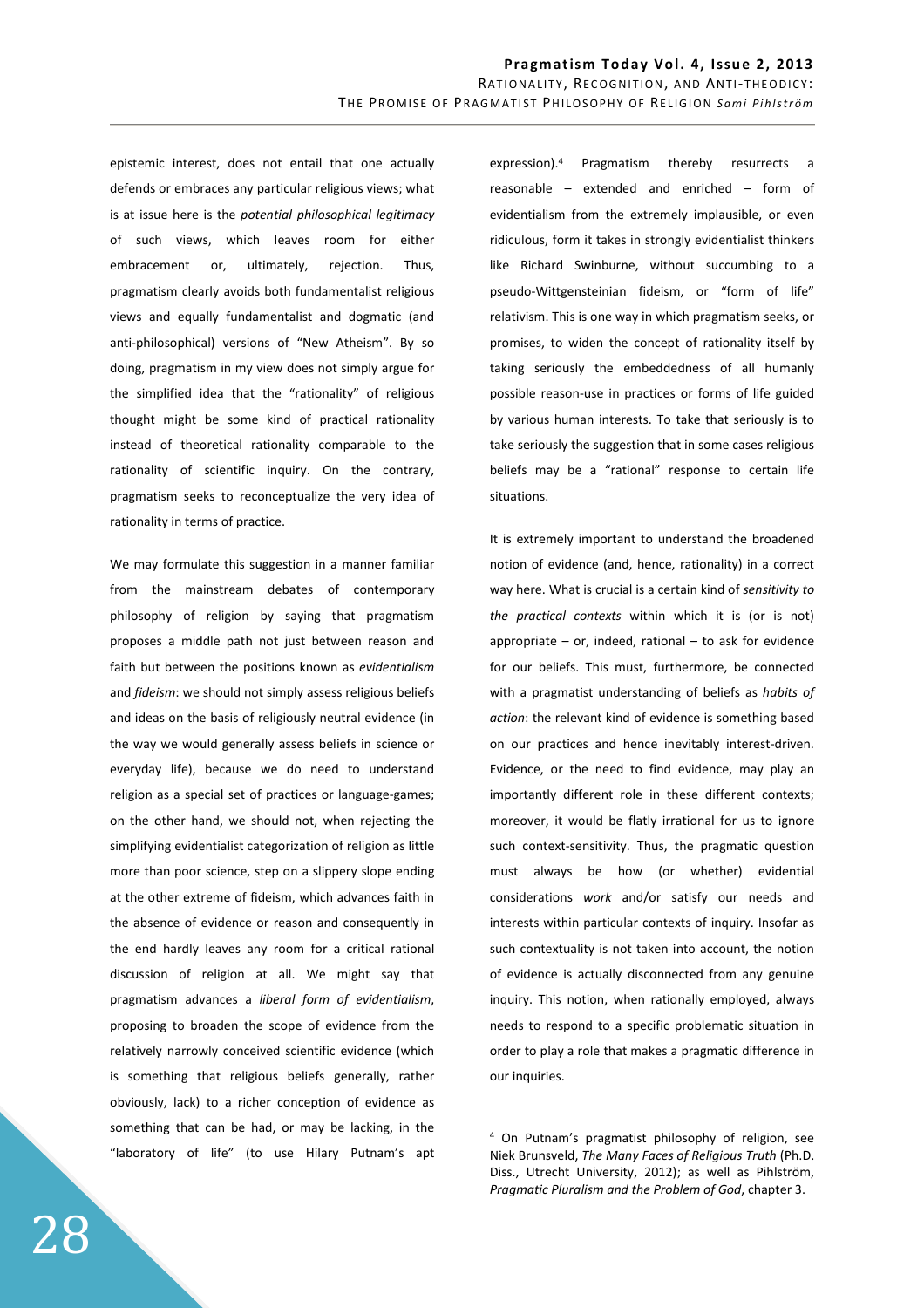epistemic interest, does not entail that one actually defends or embraces any particular religious views; what is at issue here is the *potential philosophical legitimacy* of such views, which leaves room for either embracement or, ultimately, rejection. Thus, pragmatism clearly avoids both fundamentalist religious views and equally fundamentalist and dogmatic (and anti-philosophical) versions of "New Atheism". By so doing, pragmatism in my view does not simply argue for the simplified idea that the "rationality" of religious thought might be some kind of practical rationality instead of theoretical rationality comparable to the rationality of scientific inquiry. On the contrary, pragmatism seeks to reconceptualize the very idea of rationality in terms of practice.

We may formulate this suggestion in a manner familiar from the mainstream debates of contemporary philosophy of religion by saying that pragmatism proposes a middle path not just between reason and faith but between the positions known as *evidentialism* and *fideism*: we should not simply assess religious beliefs and ideas on the basis of religiously neutral evidence (in the way we would generally assess beliefs in science or everyday life), because we do need to understand religion as a special set of practices or language-games; on the other hand, we should not, when rejecting the simplifying evidentialist categorization of religion as little more than poor science, step on a slippery slope ending at the other extreme of fideism, which advances faith in the absence of evidence or reason and consequently in the end hardly leaves any room for a critical rational discussion of religion at all. We might say that pragmatism advances a *liberal form of evidentialism*, proposing to broaden the scope of evidence from the relatively narrowly conceived scientific evidence (which is something that religious beliefs generally, rather obviously, lack) to a richer conception of evidence as something that can be had, or may be lacking, in the "laboratory of life" (to use Hilary Putnam's apt expression).[4] Pragmatism thereby resurrects a reasonable – extended and enriched – form of evidentialism from the extremely implausible, or even ridiculous, form it takes in strongly evidentialist thinkers like Richard Swinburne, without succumbing to a pseudo-Wittgensteinian fideism, or "form of life" relativism. This is one way in which pragmatism seeks, or promises, to widen the concept of rationality itself by taking seriously the embeddedness of all humanly possible reason-use in practices or forms of life guided by various human interests. To take that seriously is to take seriously the suggestion that in some cases religious beliefs may be a "rational" response to certain life situations.

It is extremely important to understand the broadened notion of evidence (and, hence, rationality) in a correct way here. What is crucial is a certain kind of *sensitivity to the practical contexts* within which it is (or is not) appropriate – or, indeed, rational – to ask for evidence for our beliefs. This must, furthermore, be connected with a pragmatist understanding of beliefs as *habits of action*: the relevant kind of evidence is something based on our practices and hence inevitably interest-driven. Evidence, or the need to find evidence, may play an importantly different role in these different contexts; moreover, it would be flatly irrational for us to ignore such context-sensitivity. Thus, the pragmatic question must always be how (or whether) evidential considerations *work* and/or satisfy our needs and interests within particular contexts of inquiry. Insofar as such contextuality is not taken into account, the notion of evidence is actually disconnected from any genuine inquiry. This notion, when rationally employed, always needs to respond to a specific problematic situation in order to play a role that makes a pragmatic difference in our inquiries.

---

[4] On Putnam's pragmatist philosophy of religion, see Niek Brunsveld, *The Many Faces of Religious Truth* (Ph.D. Diss., Utrecht University, 2012); as well as Pihlström, *Pragmatic Pluralism and the Problem of God*, chapter 3.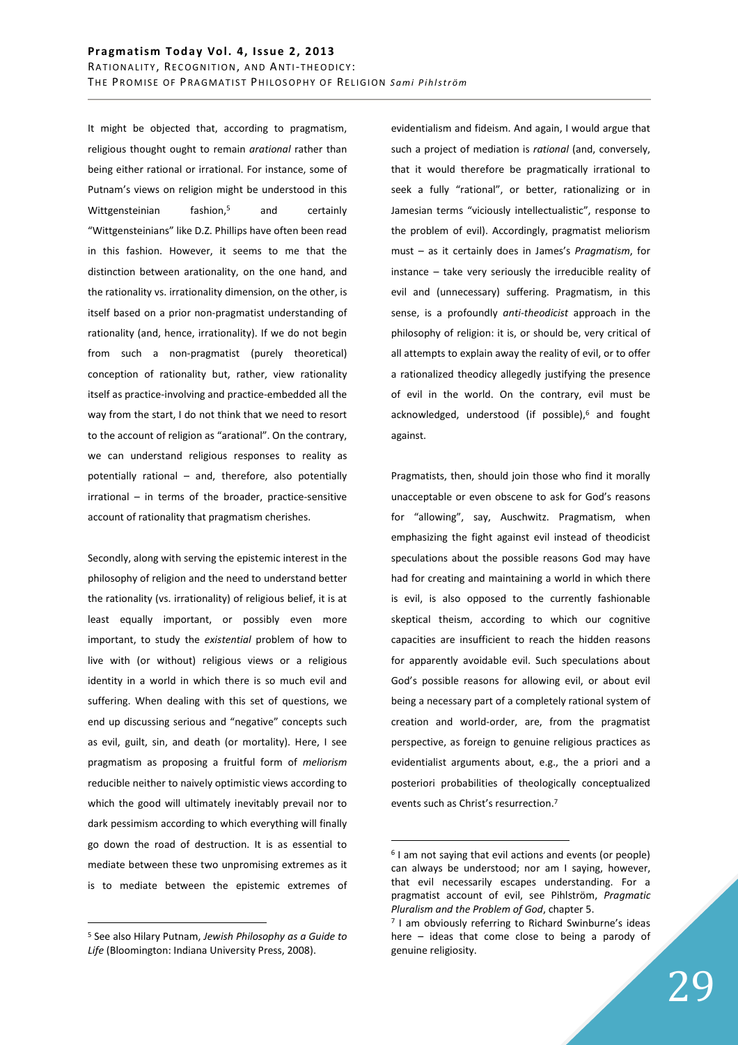It might be objected that, according to pragmatism, religious thought ought to remain *arational* rather than being either rational or irrational. For instance, some of Putnam's views on religion might be understood in this Wittgensteinian fashion,[5] and certainly "Wittgensteinians" like D.Z. Phillips have often been read in this fashion. However, it seems to me that the distinction between arationality, on the one hand, and the rationality vs. irrationality dimension, on the other, is itself based on a prior non-pragmatist understanding of rationality (and, hence, irrationality). If we do not begin from such a non-pragmatist (purely theoretical) conception of rationality but, rather, view rationality itself as practice-involving and practice-embedded all the way from the start, I do not think that we need to resort to the account of religion as "arational". On the contrary, we can understand religious responses to reality as potentially rational – and, therefore, also potentially irrational – in terms of the broader, practice-sensitive account of rationality that pragmatism cherishes.

Secondly, along with serving the epistemic interest in the philosophy of religion and the need to understand better the rationality (vs. irrationality) of religious belief, it is at least equally important, or possibly even more important, to study the *existential* problem of how to live with (or without) religious views or a religious identity in a world in which there is so much evil and suffering. When dealing with this set of questions, we end up discussing serious and "negative" concepts such as evil, guilt, sin, and death (or mortality). Here, I see pragmatism as proposing a fruitful form of *meliorism* reducible neither to naively optimistic views according to which the good will ultimately inevitably prevail nor to dark pessimism according to which everything will finally go down the road of destruction. It is as essential to mediate between these two unpromising extremes as it is to mediate between the epistemic extremes of evidentialism and fideism. And again, I would argue that such a project of mediation is *rational* (and, conversely, that it would therefore be pragmatically irrational to seek a fully "rational", or better, rationalizing or in Jamesian terms "viciously intellectualistic", response to the problem of evil). Accordingly, pragmatist meliorism must – as it certainly does in James's *Pragmatism*, for instance – take very seriously the irreducible reality of evil and (unnecessary) suffering. Pragmatism, in this sense, is a profoundly *anti-theodicist* approach in the philosophy of religion: it is, or should be, very critical of all attempts to explain away the reality of evil, or to offer a rationalized theodicy allegedly justifying the presence of evil in the world. On the contrary, evil must be acknowledged, understood (if possible),[6] and fought against.

Pragmatists, then, should join those who find it morally unacceptable or even obscene to ask for God's reasons for "allowing", say, Auschwitz. Pragmatism, when emphasizing the fight against evil instead of theodicist speculations about the possible reasons God may have had for creating and maintaining a world in which there is evil, is also opposed to the currently fashionable skeptical theism, according to which our cognitive capacities are insufficient to reach the hidden reasons for apparently avoidable evil. Such speculations about God's possible reasons for allowing evil, or about evil being a necessary part of a completely rational system of creation and world-order, are, from the pragmatist perspective, as foreign to genuine religious practices as evidentialist arguments about, e.g., the a priori and a posteriori probabilities of theologically conceptualized events such as Christ's resurrection.[7]

---

[5] See also Hilary Putnam, *Jewish Philosophy as a Guide to Life* (Bloomington: Indiana University Press, 2008).

[6] I am not saying that evil actions and events (or people) can always be understood; nor am I saying, however, that evil necessarily escapes understanding. For a pragmatist account of evil, see Pihlström, *Pragmatic Pluralism and the Problem of God*, chapter 5.

[7] I am obviously referring to Richard Swinburne's ideas here – ideas that come close to being a parody of genuine religiosity.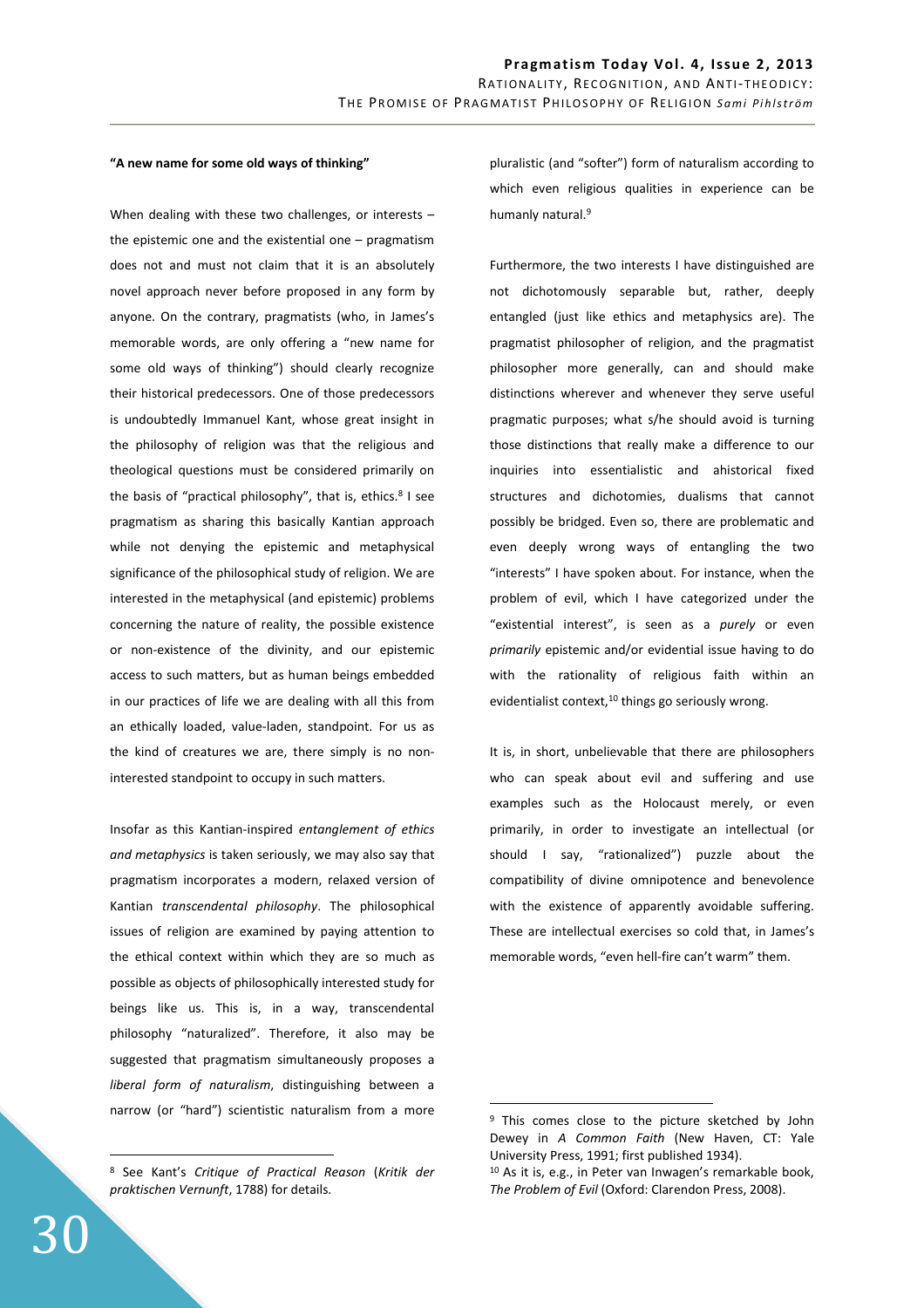**"A new name for some old ways of thinking"**

When dealing with these two challenges, or interests – the epistemic one and the existential one – pragmatism does not and must not claim that it is an absolutely novel approach never before proposed in any form by anyone. On the contrary, pragmatists (who, in James's memorable words, are only offering a "new name for some old ways of thinking") should clearly recognize their historical predecessors. One of those predecessors is undoubtedly Immanuel Kant, whose great insight in the philosophy of religion was that the religious and theological questions must be considered primarily on the basis of "practical philosophy", that is, ethics.[8] I see pragmatism as sharing this basically Kantian approach while not denying the epistemic and metaphysical significance of the philosophical study of religion. We are interested in the metaphysical (and epistemic) problems concerning the nature of reality, the possible existence or non-existence of the divinity, and our epistemic access to such matters, but as human beings embedded in our practices of life we are dealing with all this from an ethically loaded, value-laden, standpoint. For us as the kind of creatures we are, there simply is no non-interested standpoint to occupy in such matters.

Insofar as this Kantian-inspired *entanglement of ethics and metaphysics* is taken seriously, we may also say that pragmatism incorporates a modern, relaxed version of Kantian *transcendental philosophy*. The philosophical issues of religion are examined by paying attention to the ethical context within which they are so much as possible as objects of philosophically interested study for beings like us. This is, in a way, transcendental philosophy "naturalized". Therefore, it also may be suggested that pragmatism simultaneously proposes a *liberal form of naturalism*, distinguishing between a narrow (or "hard") scientistic naturalism from a more pluralistic (and "softer") form of naturalism according to which even religious qualities in experience can be humanly natural.[9]

Furthermore, the two interests I have distinguished are not dichotomously separable but, rather, deeply entangled (just like ethics and metaphysics are). The pragmatist philosopher of religion, and the pragmatist philosopher more generally, can and should make distinctions wherever and whenever they serve useful pragmatic purposes; what s/he should avoid is turning those distinctions that really make a difference to our inquiries into essentialistic and ahistorical fixed structures and dichotomies, dualisms that cannot possibly be bridged. Even so, there are problematic and even deeply wrong ways of entangling the two "interests" I have spoken about. For instance, when the problem of evil, which I have categorized under the "existential interest", is seen as a *purely* or even *primarily* epistemic and/or evidential issue having to do with the rationality of religious faith within an evidentialist context,[10] things go seriously wrong.

It is, in short, unbelievable that there are philosophers who can speak about evil and suffering and use examples such as the Holocaust merely, or even primarily, in order to investigate an intellectual (or should I say, "rationalized") puzzle about the compatibility of divine omnipotence and benevolence with the existence of apparently avoidable suffering. These are intellectual exercises so cold that, in James's memorable words, "even hell-fire can't warm" them.

---

[8] See Kant's *Critique of Practical Reason* (*Kritik der praktischen Vernunft*, 1788) for details.

[9] This comes close to the picture sketched by John Dewey in *A Common Faith* (New Haven, CT: Yale University Press, 1991; first published 1934).

[10] As it is, e.g., in Peter van Inwagen's remarkable book, *The Problem of Evil* (Oxford: Clarendon Press, 2008).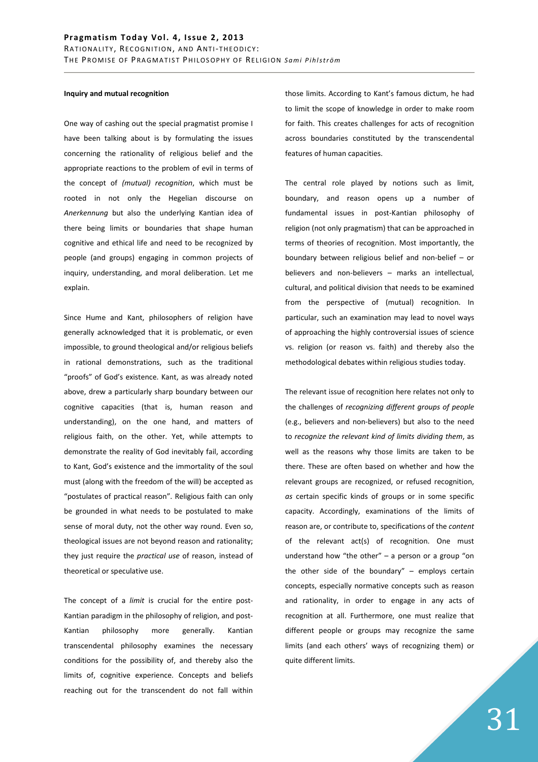**Inquiry and mutual recognition**

One way of cashing out the special pragmatist promise I have been talking about is by formulating the issues concerning the rationality of religious belief and the appropriate reactions to the problem of evil in terms of the concept of *(mutual) recognition*, which must be rooted in not only the Hegelian discourse on *Anerkennung* but also the underlying Kantian idea of there being limits or boundaries that shape human cognitive and ethical life and need to be recognized by people (and groups) engaging in common projects of inquiry, understanding, and moral deliberation. Let me explain.

Since Hume and Kant, philosophers of religion have generally acknowledged that it is problematic, or even impossible, to ground theological and/or religious beliefs in rational demonstrations, such as the traditional "proofs" of God's existence. Kant, as was already noted above, drew a particularly sharp boundary between our cognitive capacities (that is, human reason and understanding), on the one hand, and matters of religious faith, on the other. Yet, while attempts to demonstrate the reality of God inevitably fail, according to Kant, God's existence and the immortality of the soul must (along with the freedom of the will) be accepted as "postulates of practical reason". Religious faith can only be grounded in what needs to be postulated to make sense of moral duty, not the other way round. Even so, theological issues are not beyond reason and rationality; they just require the *practical use* of reason, instead of theoretical or speculative use.

The concept of a *limit* is crucial for the entire post-Kantian paradigm in the philosophy of religion, and post-Kantian philosophy more generally. Kantian transcendental philosophy examines the necessary conditions for the possibility of, and thereby also the limits of, cognitive experience. Concepts and beliefs reaching out for the transcendent do not fall within those limits. According to Kant's famous dictum, he had to limit the scope of knowledge in order to make room for faith. This creates challenges for acts of recognition across boundaries constituted by the transcendental features of human capacities.

The central role played by notions such as limit, boundary, and reason opens up a number of fundamental issues in post-Kantian philosophy of religion (not only pragmatism) that can be approached in terms of theories of recognition. Most importantly, the boundary between religious belief and non-belief – or believers and non-believers – marks an intellectual, cultural, and political division that needs to be examined from the perspective of (mutual) recognition. In particular, such an examination may lead to novel ways of approaching the highly controversial issues of science vs. religion (or reason vs. faith) and thereby also the methodological debates within religious studies today.

The relevant issue of recognition here relates not only to the challenges of *recognizing different groups of people* (e.g., believers and non-believers) but also to the need to *recognize the relevant kind of limits dividing them*, as well as the reasons why those limits are taken to be there. These are often based on whether and how the relevant groups are recognized, or refused recognition, *as* certain specific kinds of groups or in some specific capacity. Accordingly, examinations of the limits of reason are, or contribute to, specifications of the *content* of the relevant act(s) of recognition. One must understand how "the other" – a person or a group "on the other side of the boundary" – employs certain concepts, especially normative concepts such as reason and rationality, in order to engage in any acts of recognition at all. Furthermore, one must realize that different people or groups may recognize the same limits (and each others' ways of recognizing them) or quite different limits.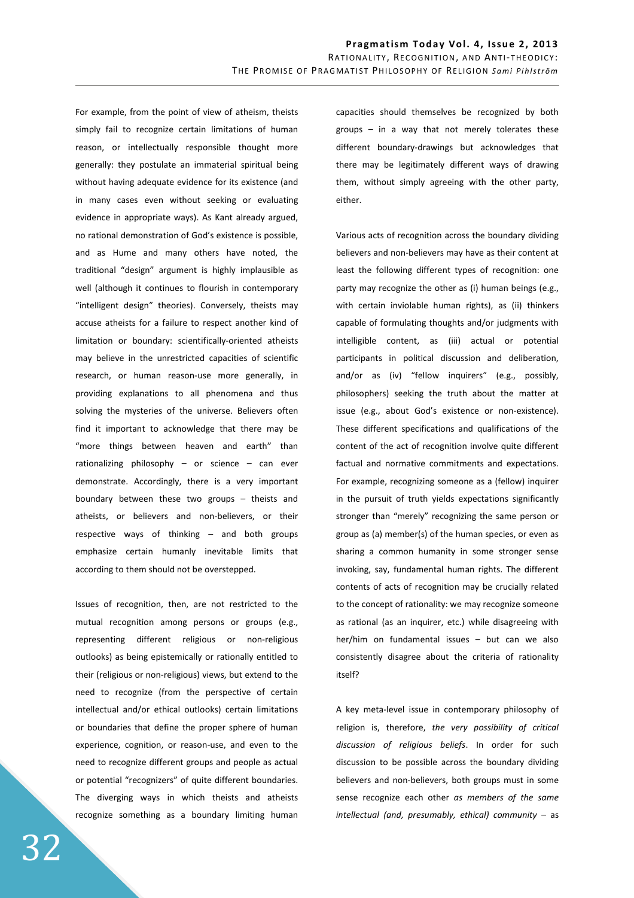For example, from the point of view of atheism, theists simply fail to recognize certain limitations of human reason, or intellectually responsible thought more generally: they postulate an immaterial spiritual being without having adequate evidence for its existence (and in many cases even without seeking or evaluating evidence in appropriate ways). As Kant already argued, no rational demonstration of God's existence is possible, and as Hume and many others have noted, the traditional "design" argument is highly implausible as well (although it continues to flourish in contemporary "intelligent design" theories). Conversely, theists may accuse atheists for a failure to respect another kind of limitation or boundary: scientifically-oriented atheists may believe in the unrestricted capacities of scientific research, or human reason-use more generally, in providing explanations to all phenomena and thus solving the mysteries of the universe. Believers often find it important to acknowledge that there may be "more things between heaven and earth" than rationalizing philosophy – or science – can ever demonstrate. Accordingly, there is a very important boundary between these two groups – theists and atheists, or believers and non-believers, or their respective ways of thinking – and both groups emphasize certain humanly inevitable limits that according to them should not be overstepped.

Issues of recognition, then, are not restricted to the mutual recognition among persons or groups (e.g., representing different religious or non-religious outlooks) as being epistemically or rationally entitled to their (religious or non-religious) views, but extend to the need to recognize (from the perspective of certain intellectual and/or ethical outlooks) certain limitations or boundaries that define the proper sphere of human experience, cognition, or reason-use, and even to the need to recognize different groups and people as actual or potential "recognizers" of quite different boundaries. The diverging ways in which theists and atheists recognize something as a boundary limiting human capacities should themselves be recognized by both groups – in a way that not merely tolerates these different boundary-drawings but acknowledges that there may be legitimately different ways of drawing them, without simply agreeing with the other party, either.

Various acts of recognition across the boundary dividing believers and non-believers may have as their content at least the following different types of recognition: one party may recognize the other as (i) human beings (e.g., with certain inviolable human rights), as (ii) thinkers capable of formulating thoughts and/or judgments with intelligible content, as (iii) actual or potential participants in political discussion and deliberation, and/or as (iv) "fellow inquirers" (e.g., possibly, philosophers) seeking the truth about the matter at issue (e.g., about God's existence or non-existence). These different specifications and qualifications of the content of the act of recognition involve quite different factual and normative commitments and expectations. For example, recognizing someone as a (fellow) inquirer in the pursuit of truth yields expectations significantly stronger than "merely" recognizing the same person or group as (a) member(s) of the human species, or even as sharing a common humanity in some stronger sense invoking, say, fundamental human rights. The different contents of acts of recognition may be crucially related to the concept of rationality: we may recognize someone as rational (as an inquirer, etc.) while disagreeing with her/him on fundamental issues – but can we also consistently disagree about the criteria of rationality itself?

A key meta-level issue in contemporary philosophy of religion is, therefore, *the very possibility of critical discussion of religious beliefs*. In order for such discussion to be possible across the boundary dividing believers and non-believers, both groups must in some sense recognize each other *as members of the same intellectual (and, presumably, ethical) community* – as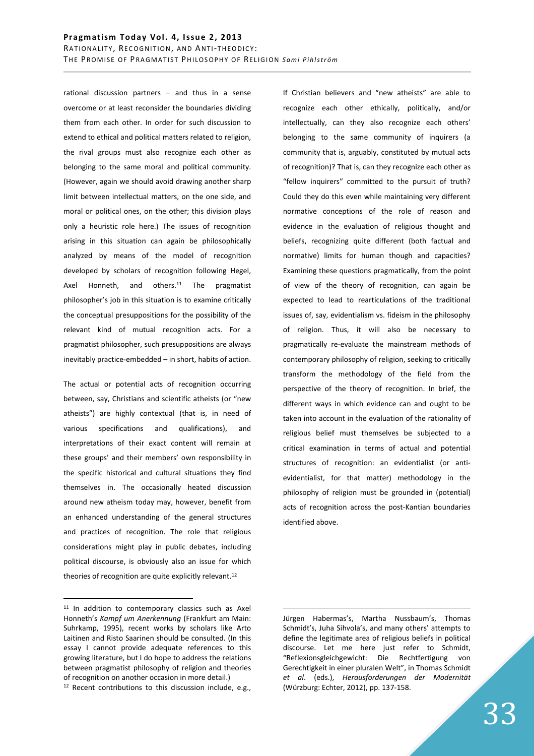rational discussion partners – and thus in a sense overcome or at least reconsider the boundaries dividing them from each other. In order for such discussion to extend to ethical and political matters related to religion, the rival groups must also recognize each other as belonging to the same moral and political community. (However, again we should avoid drawing another sharp limit between intellectual matters, on the one side, and moral or political ones, on the other; this division plays only a heuristic role here.) The issues of recognition arising in this situation can again be philosophically analyzed by means of the model of recognition developed by scholars of recognition following Hegel, Axel Honneth, and others.[11] The pragmatist philosopher's job in this situation is to examine critically the conceptual presuppositions for the possibility of the relevant kind of mutual recognition acts. For a pragmatist philosopher, such presuppositions are always inevitably practice-embedded – in short, habits of action.

The actual or potential acts of recognition occurring between, say, Christians and scientific atheists (or "new atheists") are highly contextual (that is, in need of various specifications and qualifications), and interpretations of their exact content will remain at these groups' and their members' own responsibility in the specific historical and cultural situations they find themselves in. The occasionally heated discussion around new atheism today may, however, benefit from an enhanced understanding of the general structures and practices of recognition. The role that religious considerations might play in public debates, including political discourse, is obviously also an issue for which theories of recognition are quite explicitly relevant.[12]

If Christian believers and "new atheists" are able to recognize each other ethically, politically, and/or intellectually, can they also recognize each others' belonging to the same community of inquirers (a community that is, arguably, constituted by mutual acts of recognition)? That is, can they recognize each other as "fellow inquirers" committed to the pursuit of truth? Could they do this even while maintaining very different normative conceptions of the role of reason and evidence in the evaluation of religious thought and beliefs, recognizing quite different (both factual and normative) limits for human though and capacities? Examining these questions pragmatically, from the point of view of the theory of recognition, can again be expected to lead to rearticulations of the traditional issues of, say, evidentialism vs. fideism in the philosophy of religion. Thus, it will also be necessary to pragmatically re-evaluate the mainstream methods of contemporary philosophy of religion, seeking to critically transform the methodology of the field from the perspective of the theory of recognition. In brief, the different ways in which evidence can and ought to be taken into account in the evaluation of the rationality of religious belief must themselves be subjected to a critical examination in terms of actual and potential structures of recognition: an evidentialist (or anti-evidentialist, for that matter) methodology in the philosophy of religion must be grounded in (potential) acts of recognition across the post-Kantian boundaries identified above.

---

[11] In addition to contemporary classics such as Axel Honneth's *Kampf um Anerkennung* (Frankfurt am Main: Suhrkamp, 1995), recent works by scholars like Arto Laitinen and Risto Saarinen should be consulted. (In this essay I cannot provide adequate references to this growing literature, but I do hope to address the relations between pragmatist philosophy of religion and theories of recognition on another occasion in more detail.)

[12] Recent contributions to this discussion include, e.g., Jürgen Habermas's, Martha Nussbaum's, Thomas Schmidt's, Juha Sihvola's, and many others' attempts to define the legitimate area of religious beliefs in political discourse. Let me here just refer to Schmidt, "Reflexionsgleichgewicht: Die Rechtfertigung von Gerechtigkeit in einer pluralen Welt", in Thomas Schmidt *et al*. (eds.), *Herausforderungen der Modernität* (Würzburg: Echter, 2012), pp. 137-158.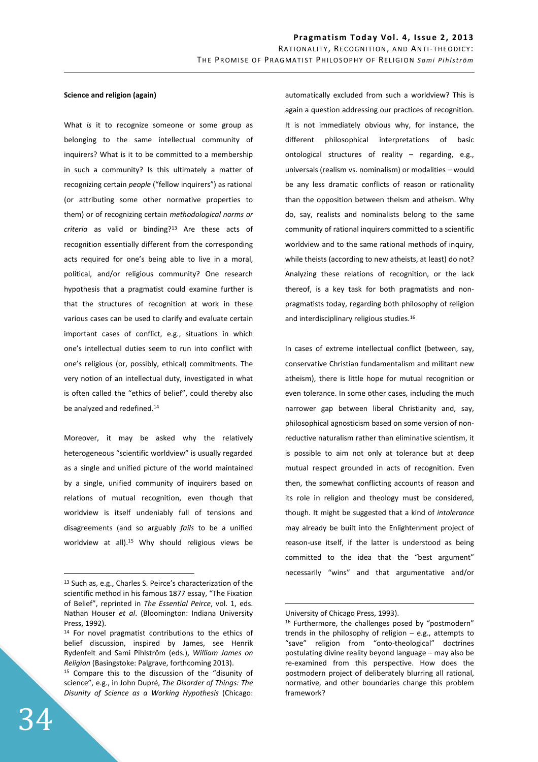**Science and religion (again)**

What *is* it to recognize someone or some group as belonging to the same intellectual community of inquirers? What is it to be committed to a membership in such a community? Is this ultimately a matter of recognizing certain *people* ("fellow inquirers") as rational (or attributing some other normative properties to them) or of recognizing certain *methodological norms or criteria* as valid or binding?[13] Are these acts of recognition essentially different from the corresponding acts required for one's being able to live in a moral, political, and/or religious community? One research hypothesis that a pragmatist could examine further is that the structures of recognition at work in these various cases can be used to clarify and evaluate certain important cases of conflict, e.g., situations in which one's intellectual duties seem to run into conflict with one's religious (or, possibly, ethical) commitments. The very notion of an intellectual duty, investigated in what is often called the "ethics of belief", could thereby also be analyzed and redefined.[14]

Moreover, it may be asked why the relatively heterogeneous "scientific worldview" is usually regarded as a single and unified picture of the world maintained by a single, unified community of inquirers based on relations of mutual recognition, even though that worldview is itself undeniably full of tensions and disagreements (and so arguably *fails* to be a unified worldview at all).[15] Why should religious views be automatically excluded from such a worldview? This is again a question addressing our practices of recognition. It is not immediately obvious why, for instance, the different philosophical interpretations of basic ontological structures of reality – regarding, e.g., universals (realism vs. nominalism) or modalities – would be any less dramatic conflicts of reason or rationality than the opposition between theism and atheism. Why do, say, realists and nominalists belong to the same community of rational inquirers committed to a scientific worldview and to the same rational methods of inquiry, while theists (according to new atheists, at least) do not? Analyzing these relations of recognition, or the lack thereof, is a key task for both pragmatists and non-pragmatists today, regarding both philosophy of religion and interdisciplinary religious studies.[16]

In cases of extreme intellectual conflict (between, say, conservative Christian fundamentalism and militant new atheism), there is little hope for mutual recognition or even tolerance. In some other cases, including the much narrower gap between liberal Christianity and, say, philosophical agnosticism based on some version of non-reductive naturalism rather than eliminative scientism, it is possible to aim not only at tolerance but at deep mutual respect grounded in acts of recognition. Even then, the somewhat conflicting accounts of reason and its role in religion and theology must be considered, though. It might be suggested that a kind of *intolerance* may already be built into the Enlightenment project of reason-use itself, if the latter is understood as being committed to the idea that the "best argument" necessarily "wins" and that argumentative and/or

---

[13] Such as, e.g., Charles S. Peirce's characterization of the scientific method in his famous 1877 essay, "The Fixation of Belief", reprinted in *The Essential Peirce*, vol. 1, eds. Nathan Houser *et al*. (Bloomington: Indiana University Press, 1992).

[14] For novel pragmatist contributions to the ethics of belief discussion, inspired by James, see Henrik Rydenfelt and Sami Pihlström (eds.), *William James on Religion* (Basingstoke: Palgrave, forthcoming 2013).

[15] Compare this to the discussion of the "disunity of science", e.g., in John Dupré, *The Disorder of Things: The Disunity of Science as a Working Hypothesis* (Chicago: University of Chicago Press, 1993).

[16] Furthermore, the challenges posed by "postmodern" trends in the philosophy of religion – e.g., attempts to "save" religion from "onto-theological" doctrines postulating divine reality beyond language – may also be re-examined from this perspective. How does the postmodern project of deliberately blurring all rational, normative, and other boundaries change this problem framework?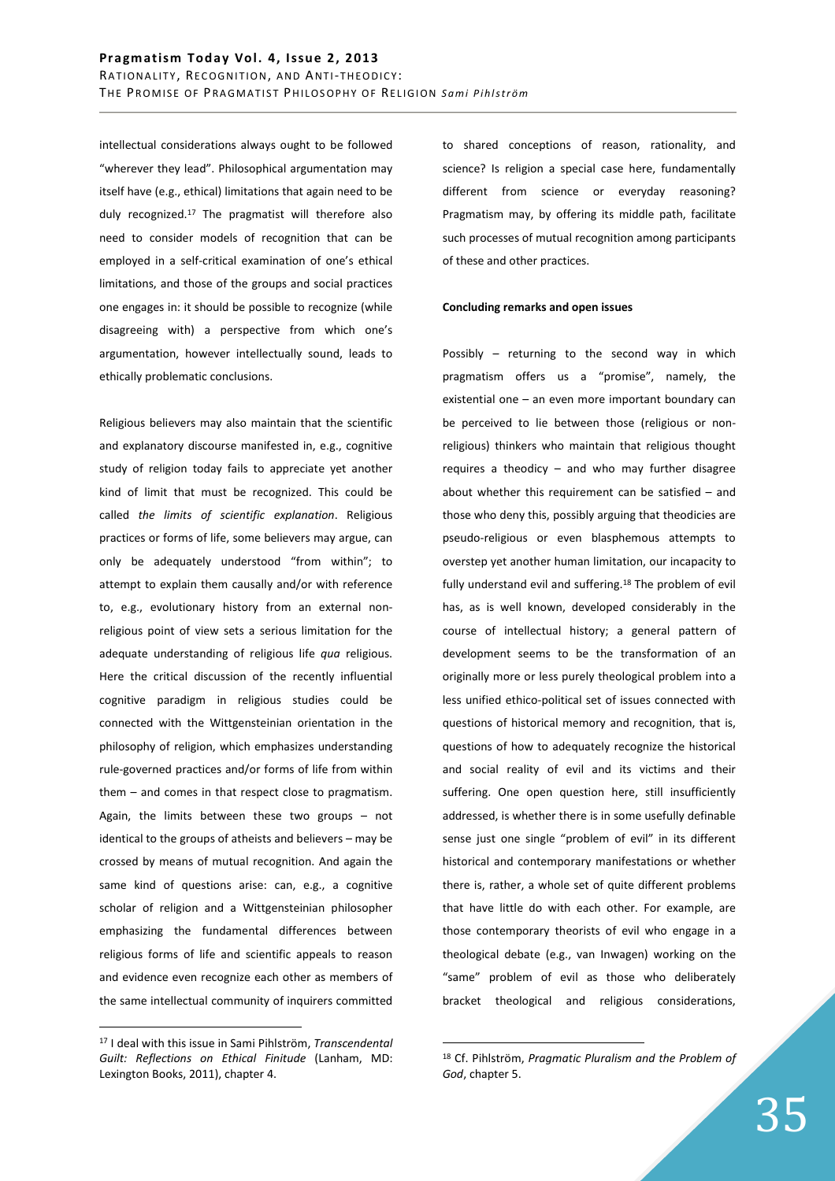intellectual considerations always ought to be followed "wherever they lead". Philosophical argumentation may itself have (e.g., ethical) limitations that again need to be duly recognized.[17] The pragmatist will therefore also need to consider models of recognition that can be employed in a self-critical examination of one's ethical limitations, and those of the groups and social practices one engages in: it should be possible to recognize (while disagreeing with) a perspective from which one's argumentation, however intellectually sound, leads to ethically problematic conclusions.

Religious believers may also maintain that the scientific and explanatory discourse manifested in, e.g., cognitive study of religion today fails to appreciate yet another kind of limit that must be recognized. This could be called *the limits of scientific explanation*. Religious practices or forms of life, some believers may argue, can only be adequately understood "from within"; to attempt to explain them causally and/or with reference to, e.g., evolutionary history from an external non-religious point of view sets a serious limitation for the adequate understanding of religious life *qua* religious. Here the critical discussion of the recently influential cognitive paradigm in religious studies could be connected with the Wittgensteinian orientation in the philosophy of religion, which emphasizes understanding rule-governed practices and/or forms of life from within them – and comes in that respect close to pragmatism. Again, the limits between these two groups – not identical to the groups of atheists and believers – may be crossed by means of mutual recognition. And again the same kind of questions arise: can, e.g., a cognitive scholar of religion and a Wittgensteinian philosopher emphasizing the fundamental differences between religious forms of life and scientific appeals to reason and evidence even recognize each other as members of the same intellectual community of inquirers committed to shared conceptions of reason, rationality, and science? Is religion a special case here, fundamentally different from science or everyday reasoning? Pragmatism may, by offering its middle path, facilitate such processes of mutual recognition among participants of these and other practices.

**Concluding remarks and open issues**

Possibly – returning to the second way in which pragmatism offers us a "promise", namely, the existential one – an even more important boundary can be perceived to lie between those (religious or non-religious) thinkers who maintain that religious thought requires a theodicy – and who may further disagree about whether this requirement can be satisfied – and those who deny this, possibly arguing that theodicies are pseudo-religious or even blasphemous attempts to overstep yet another human limitation, our incapacity to fully understand evil and suffering.[18] The problem of evil has, as is well known, developed considerably in the course of intellectual history; a general pattern of development seems to be the transformation of an originally more or less purely theological problem into a less unified ethico-political set of issues connected with questions of historical memory and recognition, that is, questions of how to adequately recognize the historical and social reality of evil and its victims and their suffering. One open question here, still insufficiently addressed, is whether there is in some usefully definable sense just one single "problem of evil" in its different historical and contemporary manifestations or whether there is, rather, a whole set of quite different problems that have little do with each other. For example, are those contemporary theorists of evil who engage in a theological debate (e.g., van Inwagen) working on the "same" problem of evil as those who deliberately bracket theological and religious considerations,

---

[17] I deal with this issue in Sami Pihlström, *Transcendental Guilt: Reflections on Ethical Finitude* (Lanham, MD: Lexington Books, 2011), chapter 4.

[18] Cf. Pihlström, *Pragmatic Pluralism and the Problem of God*, chapter 5.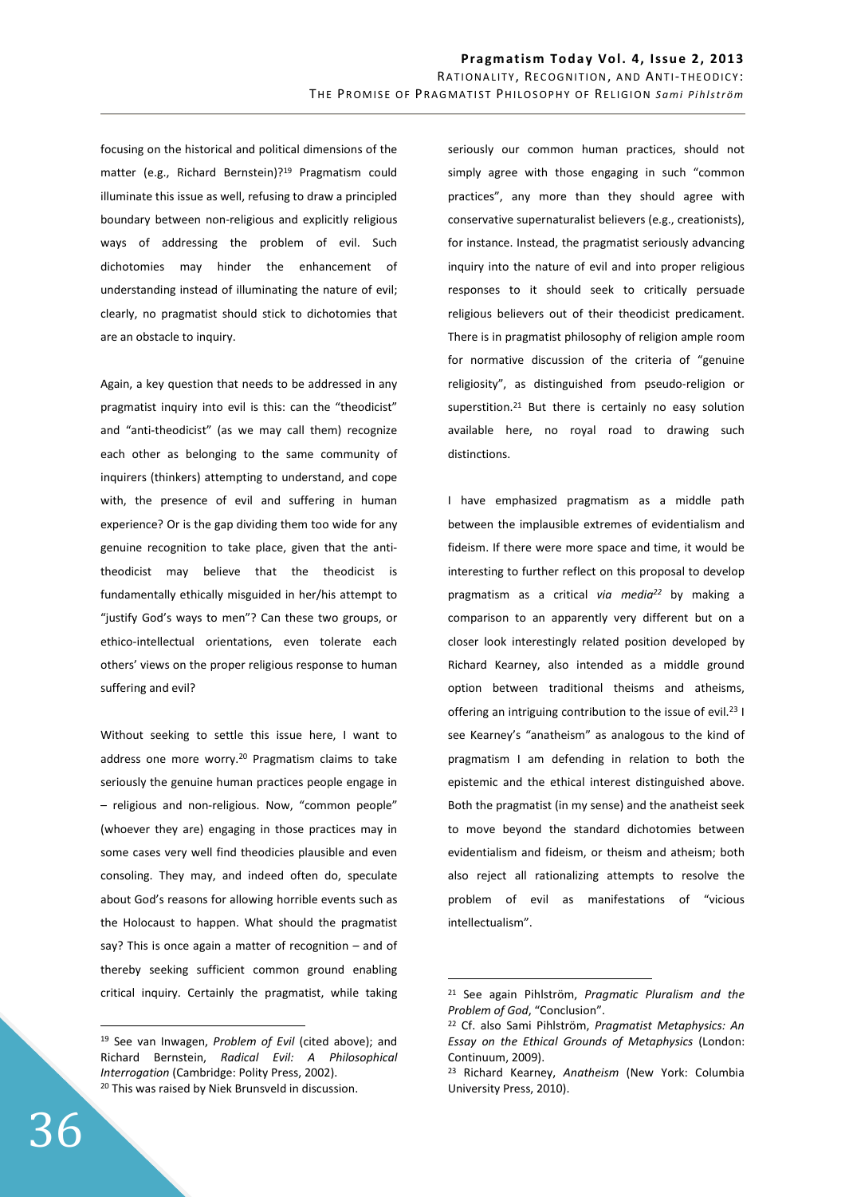focusing on the historical and political dimensions of the matter (e.g., Richard Bernstein)?[19] Pragmatism could illuminate this issue as well, refusing to draw a principled boundary between non-religious and explicitly religious ways of addressing the problem of evil. Such dichotomies may hinder the enhancement of understanding instead of illuminating the nature of evil; clearly, no pragmatist should stick to dichotomies that are an obstacle to inquiry.

Again, a key question that needs to be addressed in any pragmatist inquiry into evil is this: can the "theodicist" and "anti-theodicist" (as we may call them) recognize each other as belonging to the same community of inquirers (thinkers) attempting to understand, and cope with, the presence of evil and suffering in human experience? Or is the gap dividing them too wide for any genuine recognition to take place, given that the anti-theodicist may believe that the theodicist is fundamentally ethically misguided in her/his attempt to "justify God's ways to men"? Can these two groups, or ethico-intellectual orientations, even tolerate each others' views on the proper religious response to human suffering and evil?

Without seeking to settle this issue here, I want to address one more worry.[20] Pragmatism claims to take seriously the genuine human practices people engage in – religious and non-religious. Now, "common people" (whoever they are) engaging in those practices may in some cases very well find theodicies plausible and even consoling. They may, and indeed often do, speculate about God's reasons for allowing horrible events such as the Holocaust to happen. What should the pragmatist say? This is once again a matter of recognition – and of thereby seeking sufficient common ground enabling critical inquiry. Certainly the pragmatist, while taking seriously our common human practices, should not simply agree with those engaging in such "common practices", any more than they should agree with conservative supernaturalist believers (e.g., creationists), for instance. Instead, the pragmatist seriously advancing inquiry into the nature of evil and into proper religious responses to it should seek to critically persuade religious believers out of their theodicist predicament. There is in pragmatist philosophy of religion ample room for normative discussion of the criteria of "genuine religiosity", as distinguished from pseudo-religion or superstition.[21] But there is certainly no easy solution available here, no royal road to drawing such distinctions.

I have emphasized pragmatism as a middle path between the implausible extremes of evidentialism and fideism. If there were more space and time, it would be interesting to further reflect on this proposal to develop pragmatism as a critical *via media*[22] by making a comparison to an apparently very different but on a closer look interestingly related position developed by Richard Kearney, also intended as a middle ground option between traditional theisms and atheisms, offering an intriguing contribution to the issue of evil.[23] I see Kearney's "anatheism" as analogous to the kind of pragmatism I am defending in relation to both the epistemic and the ethical interest distinguished above. Both the pragmatist (in my sense) and the anatheist seek to move beyond the standard dichotomies between evidentialism and fideism, or theism and atheism; both also reject all rationalizing attempts to resolve the problem of evil as manifestations of "vicious intellectualism".

---

[19] See van Inwagen, *Problem of Evil* (cited above); and Richard Bernstein, *Radical Evil: A Philosophical Interrogation* (Cambridge: Polity Press, 2002).

[20] This was raised by Niek Brunsveld in discussion.

[21] See again Pihlström, *Pragmatic Pluralism and the Problem of God*, "Conclusion".

[22] Cf. also Sami Pihlström, *Pragmatist Metaphysics: An Essay on the Ethical Grounds of Metaphysics* (London: Continuum, 2009).

[23] Richard Kearney, *Anatheism* (New York: Columbia University Press, 2010).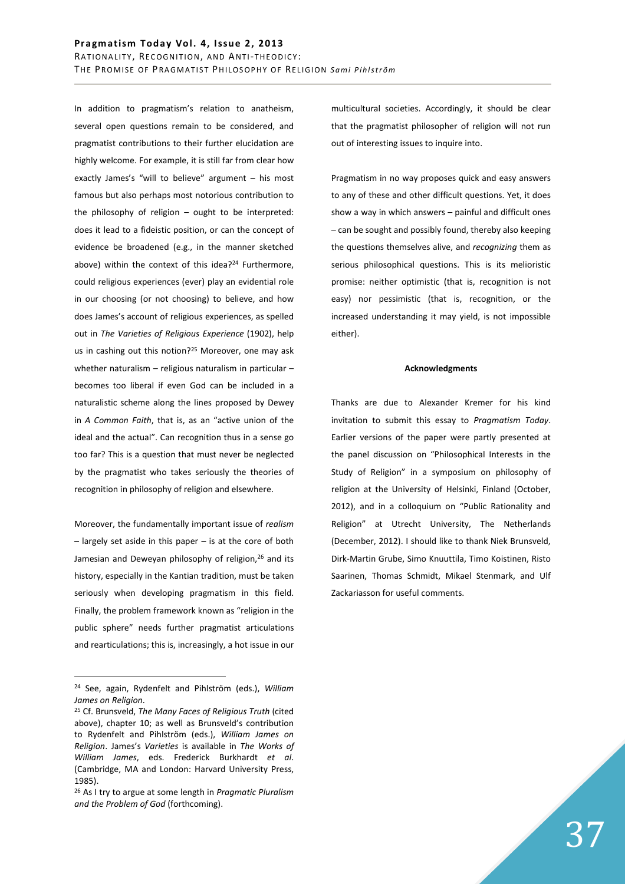In addition to pragmatism's relation to anatheism, several open questions remain to be considered, and pragmatist contributions to their further elucidation are highly welcome. For example, it is still far from clear how exactly James's "will to believe" argument – his most famous but also perhaps most notorious contribution to the philosophy of religion – ought to be interpreted: does it lead to a fideistic position, or can the concept of evidence be broadened (e.g., in the manner sketched above) within the context of this idea?[24] Furthermore, could religious experiences (ever) play an evidential role in our choosing (or not choosing) to believe, and how does James's account of religious experiences, as spelled out in *The Varieties of Religious Experience* (1902), help us in cashing out this notion?[25] Moreover, one may ask whether naturalism – religious naturalism in particular – becomes too liberal if even God can be included in a naturalistic scheme along the lines proposed by Dewey in *A Common Faith*, that is, as an "active union of the ideal and the actual". Can recognition thus in a sense go too far? This is a question that must never be neglected by the pragmatist who takes seriously the theories of recognition in philosophy of religion and elsewhere.

Moreover, the fundamentally important issue of *realism* – largely set aside in this paper – is at the core of both Jamesian and Deweyan philosophy of religion,[26] and its history, especially in the Kantian tradition, must be taken seriously when developing pragmatism in this field. Finally, the problem framework known as "religion in the public sphere" needs further pragmatist articulations and rearticulations; this is, increasingly, a hot issue in our multicultural societies. Accordingly, it should be clear that the pragmatist philosopher of religion will not run out of interesting issues to inquire into.

Pragmatism in no way proposes quick and easy answers to any of these and other difficult questions. Yet, it does show a way in which answers – painful and difficult ones – can be sought and possibly found, thereby also keeping the questions themselves alive, and *recognizing* them as serious philosophical questions. This is its melioristic promise: neither optimistic (that is, recognition is not easy) nor pessimistic (that is, recognition, or the increased understanding it may yield, is not impossible either).

**Acknowledgments**

Thanks are due to Alexander Kremer for his kind invitation to submit this essay to *Pragmatism Today*. Earlier versions of the paper were partly presented at the panel discussion on "Philosophical Interests in the Study of Religion" in a symposium on philosophy of religion at the University of Helsinki, Finland (October, 2012), and in a colloquium on "Public Rationality and Religion" at Utrecht University, The Netherlands (December, 2012). I should like to thank Niek Brunsveld, Dirk-Martin Grube, Simo Knuuttila, Timo Koistinen, Risto Saarinen, Thomas Schmidt, Mikael Stenmark, and Ulf Zackariasson for useful comments.

---

[24] See, again, Rydenfelt and Pihlström (eds.), *William James on Religion*.

[25] Cf. Brunsveld, *The Many Faces of Religious Truth* (cited above), chapter 10; as well as Brunsveld's contribution to Rydenfelt and Pihlström (eds.), *William James on Religion*. James's *Varieties* is available in *The Works of William James*, eds. Frederick Burkhardt *et al*. (Cambridge, MA and London: Harvard University Press, 1985).

[26] As I try to argue at some length in *Pragmatic Pluralism and the Problem of God* (forthcoming).